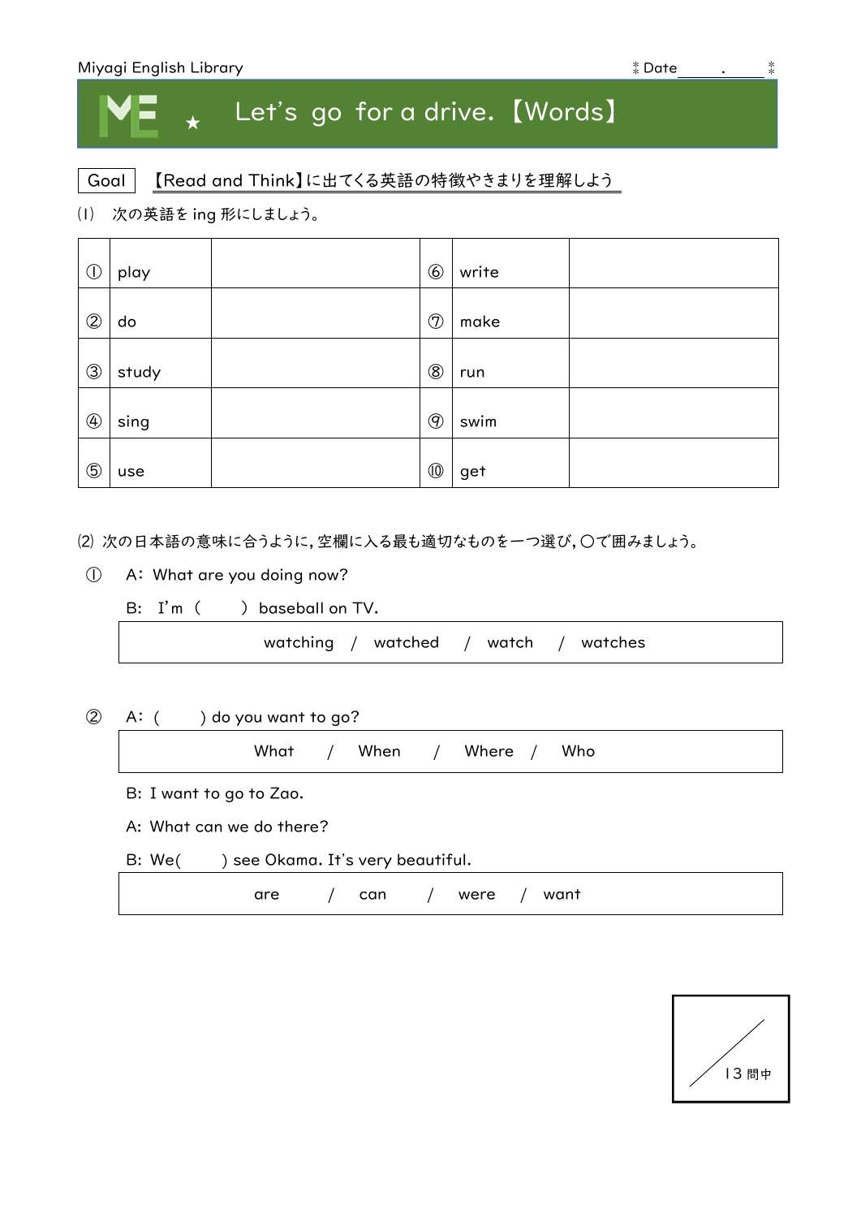Miyagi English Library　　　　　　　　　　　　　　　　　　　　　　　　Date＿＿.＿＿

# ME ★ Let's go for a drive.【Words】

Goal　【Read and Think】に出てくる英語の特徴やきまりを理解しよう

(1)　次の英語を ing 形にしましょう。

| | | | | | |
|---|---|---|---|---|---|
| ① | play | | ⑥ | write | |
| ② | do | | ⑦ | make | |
| ③ | study | | ⑧ | run | |
| ④ | sing | | ⑨ | swim | |
| ⑤ | use | | ⑩ | get | |

(2) 次の日本語の意味に合うように, 空欄に入る最も適切なものを一つ選び, ○で囲みましょう。

① A: What are you doing now?

B: I'm (　　) baseball on TV.

watching / watched / watch / watches

② A: (　　) do you want to go?

What / When / Where / Who

B: I want to go to Zao.

A: What can we do there?

B: We(　　) see Okama. It's very beautiful.

are / can / were / want

／13 問中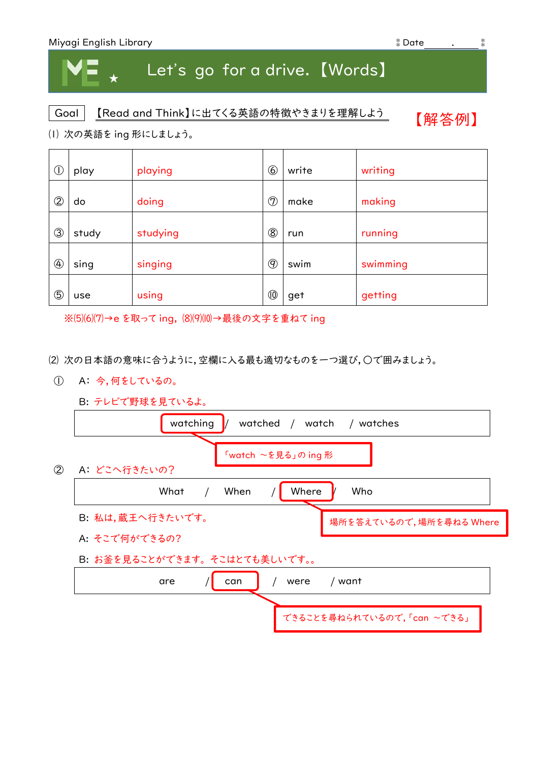Miyagi English Library　Date ＿＿．＿＿

# Let's go for a drive.【Words】

Goal　【Read and Think】に出てくる英語の特徴やきまりを理解しよう

【解答例】

(1) 次の英語を ing 形にしましょう。

| | | | | | |
|---|---|---|---|---|---|
| ① | play | playing | ⑥ | write | writing |
| ② | do | doing | ⑦ | make | making |
| ③ | study | studying | ⑧ | run | running |
| ④ | sing | singing | ⑨ | swim | swimming |
| ⑤ | use | using | ⑩ | get | getting |

※(5)(6)(7)→e を取って ing，(8)(9)(10)→最後の文字を重ねて ing

(2) 次の日本語の意味に合うように，空欄に入る最も適切なものを一つ選び，〇で囲みましょう。

① A: 今，何をしているの。

B: テレビで野球を見ているよ。

**watching** / watched / watch / watches

「watch ～を見る」の ing 形

② A: どこへ行きたいの？

What / When / **Where** / Who

B: 私は，蔵王へ行きたいです。

場所を答えているので，場所を尋ねる Where

A: そこで何ができるの?

B: お釜を見ることができます。そこはとても美しいです。。

are / **can** / were / want

できることを尋ねられているので，「can ～できる」